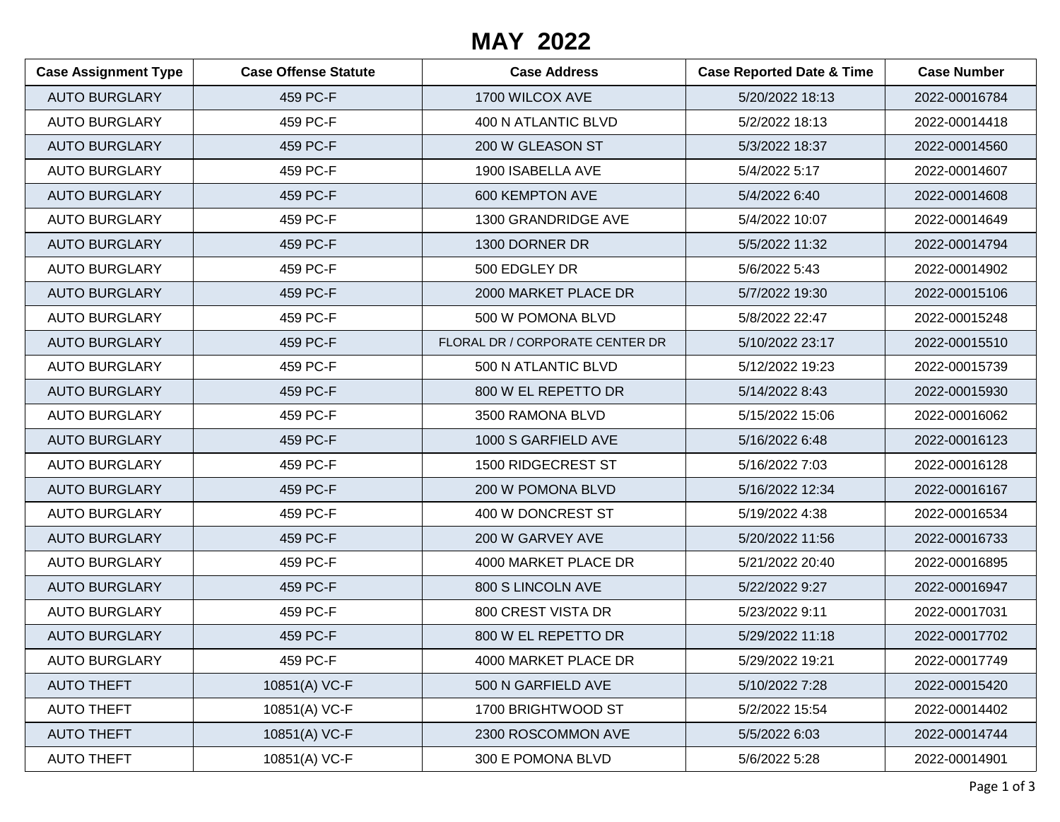# MAY 2022

| Case Assignment Type | Case Offense Statute | Case Address | Case Reported Date & Time | Case Number |
|---|---|---|---|---|
| AUTO BURGLARY | 459 PC-F | 1700 WILCOX AVE | 5/20/2022 18:13 | 2022-00016784 |
| AUTO BURGLARY | 459 PC-F | 400 N ATLANTIC BLVD | 5/2/2022 18:13 | 2022-00014418 |
| AUTO BURGLARY | 459 PC-F | 200 W GLEASON ST | 5/3/2022 18:37 | 2022-00014560 |
| AUTO BURGLARY | 459 PC-F | 1900 ISABELLA AVE | 5/4/2022 5:17 | 2022-00014607 |
| AUTO BURGLARY | 459 PC-F | 600 KEMPTON AVE | 5/4/2022 6:40 | 2022-00014608 |
| AUTO BURGLARY | 459 PC-F | 1300 GRANDRIDGE AVE | 5/4/2022 10:07 | 2022-00014649 |
| AUTO BURGLARY | 459 PC-F | 1300 DORNER DR | 5/5/2022 11:32 | 2022-00014794 |
| AUTO BURGLARY | 459 PC-F | 500 EDGLEY DR | 5/6/2022 5:43 | 2022-00014902 |
| AUTO BURGLARY | 459 PC-F | 2000 MARKET PLACE DR | 5/7/2022 19:30 | 2022-00015106 |
| AUTO BURGLARY | 459 PC-F | 500 W POMONA BLVD | 5/8/2022 22:47 | 2022-00015248 |
| AUTO BURGLARY | 459 PC-F | FLORAL DR / CORPORATE CENTER DR | 5/10/2022 23:17 | 2022-00015510 |
| AUTO BURGLARY | 459 PC-F | 500 N ATLANTIC BLVD | 5/12/2022 19:23 | 2022-00015739 |
| AUTO BURGLARY | 459 PC-F | 800 W EL REPETTO DR | 5/14/2022 8:43 | 2022-00015930 |
| AUTO BURGLARY | 459 PC-F | 3500 RAMONA BLVD | 5/15/2022 15:06 | 2022-00016062 |
| AUTO BURGLARY | 459 PC-F | 1000 S GARFIELD AVE | 5/16/2022 6:48 | 2022-00016123 |
| AUTO BURGLARY | 459 PC-F | 1500 RIDGECREST ST | 5/16/2022 7:03 | 2022-00016128 |
| AUTO BURGLARY | 459 PC-F | 200 W POMONA BLVD | 5/16/2022 12:34 | 2022-00016167 |
| AUTO BURGLARY | 459 PC-F | 400 W DONCREST ST | 5/19/2022 4:38 | 2022-00016534 |
| AUTO BURGLARY | 459 PC-F | 200 W GARVEY AVE | 5/20/2022 11:56 | 2022-00016733 |
| AUTO BURGLARY | 459 PC-F | 4000 MARKET PLACE DR | 5/21/2022 20:40 | 2022-00016895 |
| AUTO BURGLARY | 459 PC-F | 800 S LINCOLN AVE | 5/22/2022 9:27 | 2022-00016947 |
| AUTO BURGLARY | 459 PC-F | 800 CREST VISTA DR | 5/23/2022 9:11 | 2022-00017031 |
| AUTO BURGLARY | 459 PC-F | 800 W EL REPETTO DR | 5/29/2022 11:18 | 2022-00017702 |
| AUTO BURGLARY | 459 PC-F | 4000 MARKET PLACE DR | 5/29/2022 19:21 | 2022-00017749 |
| AUTO THEFT | 10851(A) VC-F | 500 N GARFIELD AVE | 5/10/2022 7:28 | 2022-00015420 |
| AUTO THEFT | 10851(A) VC-F | 1700 BRIGHTWOOD ST | 5/2/2022 15:54 | 2022-00014402 |
| AUTO THEFT | 10851(A) VC-F | 2300 ROSCOMMON AVE | 5/5/2022 6:03 | 2022-00014744 |
| AUTO THEFT | 10851(A) VC-F | 300 E POMONA BLVD | 5/6/2022 5:28 | 2022-00014901 |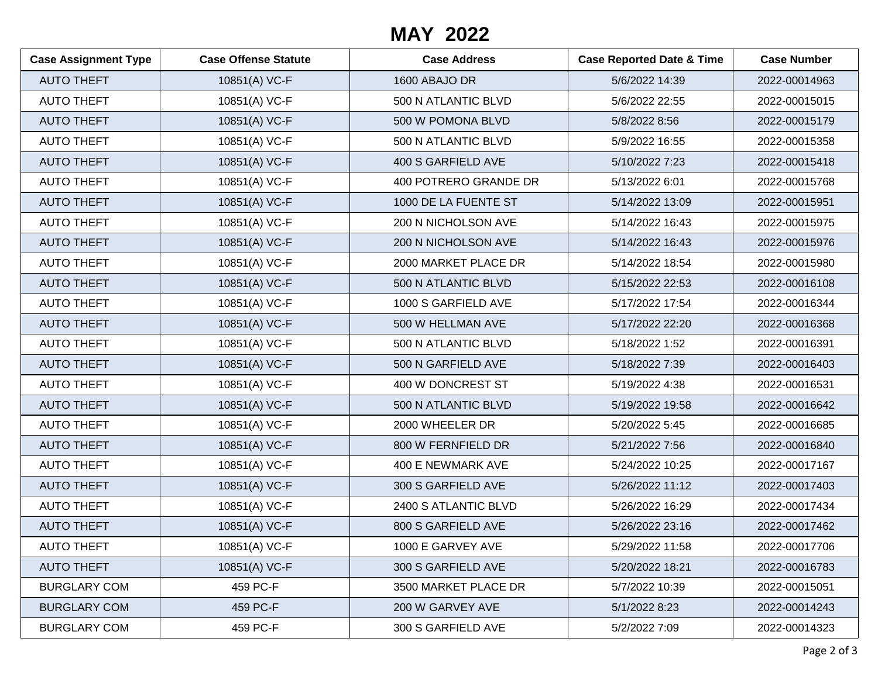# MAY 2022

| Case Assignment Type | Case Offense Statute | Case Address | Case Reported Date & Time | Case Number |
|---|---|---|---|---|
| AUTO THEFT | 10851(A) VC-F | 1600 ABAJO DR | 5/6/2022 14:39 | 2022-00014963 |
| AUTO THEFT | 10851(A) VC-F | 500 N ATLANTIC BLVD | 5/6/2022 22:55 | 2022-00015015 |
| AUTO THEFT | 10851(A) VC-F | 500 W POMONA BLVD | 5/8/2022 8:56 | 2022-00015179 |
| AUTO THEFT | 10851(A) VC-F | 500 N ATLANTIC BLVD | 5/9/2022 16:55 | 2022-00015358 |
| AUTO THEFT | 10851(A) VC-F | 400 S GARFIELD AVE | 5/10/2022 7:23 | 2022-00015418 |
| AUTO THEFT | 10851(A) VC-F | 400 POTRERO GRANDE DR | 5/13/2022 6:01 | 2022-00015768 |
| AUTO THEFT | 10851(A) VC-F | 1000 DE LA FUENTE ST | 5/14/2022 13:09 | 2022-00015951 |
| AUTO THEFT | 10851(A) VC-F | 200 N NICHOLSON AVE | 5/14/2022 16:43 | 2022-00015975 |
| AUTO THEFT | 10851(A) VC-F | 200 N NICHOLSON AVE | 5/14/2022 16:43 | 2022-00015976 |
| AUTO THEFT | 10851(A) VC-F | 2000 MARKET PLACE DR | 5/14/2022 18:54 | 2022-00015980 |
| AUTO THEFT | 10851(A) VC-F | 500 N ATLANTIC BLVD | 5/15/2022 22:53 | 2022-00016108 |
| AUTO THEFT | 10851(A) VC-F | 1000 S GARFIELD AVE | 5/17/2022 17:54 | 2022-00016344 |
| AUTO THEFT | 10851(A) VC-F | 500 W HELLMAN AVE | 5/17/2022 22:20 | 2022-00016368 |
| AUTO THEFT | 10851(A) VC-F | 500 N ATLANTIC BLVD | 5/18/2022 1:52 | 2022-00016391 |
| AUTO THEFT | 10851(A) VC-F | 500 N GARFIELD AVE | 5/18/2022 7:39 | 2022-00016403 |
| AUTO THEFT | 10851(A) VC-F | 400 W DONCREST ST | 5/19/2022 4:38 | 2022-00016531 |
| AUTO THEFT | 10851(A) VC-F | 500 N ATLANTIC BLVD | 5/19/2022 19:58 | 2022-00016642 |
| AUTO THEFT | 10851(A) VC-F | 2000 WHEELER DR | 5/20/2022 5:45 | 2022-00016685 |
| AUTO THEFT | 10851(A) VC-F | 800 W FERNFIELD DR | 5/21/2022 7:56 | 2022-00016840 |
| AUTO THEFT | 10851(A) VC-F | 400 E NEWMARK AVE | 5/24/2022 10:25 | 2022-00017167 |
| AUTO THEFT | 10851(A) VC-F | 300 S GARFIELD AVE | 5/26/2022 11:12 | 2022-00017403 |
| AUTO THEFT | 10851(A) VC-F | 2400 S ATLANTIC BLVD | 5/26/2022 16:29 | 2022-00017434 |
| AUTO THEFT | 10851(A) VC-F | 800 S GARFIELD AVE | 5/26/2022 23:16 | 2022-00017462 |
| AUTO THEFT | 10851(A) VC-F | 1000 E GARVEY AVE | 5/29/2022 11:58 | 2022-00017706 |
| AUTO THEFT | 10851(A) VC-F | 300 S GARFIELD AVE | 5/20/2022 18:21 | 2022-00016783 |
| BURGLARY COM | 459 PC-F | 3500 MARKET PLACE DR | 5/7/2022 10:39 | 2022-00015051 |
| BURGLARY COM | 459 PC-F | 200 W GARVEY AVE | 5/1/2022 8:23 | 2022-00014243 |
| BURGLARY COM | 459 PC-F | 300 S GARFIELD AVE | 5/2/2022 7:09 | 2022-00014323 |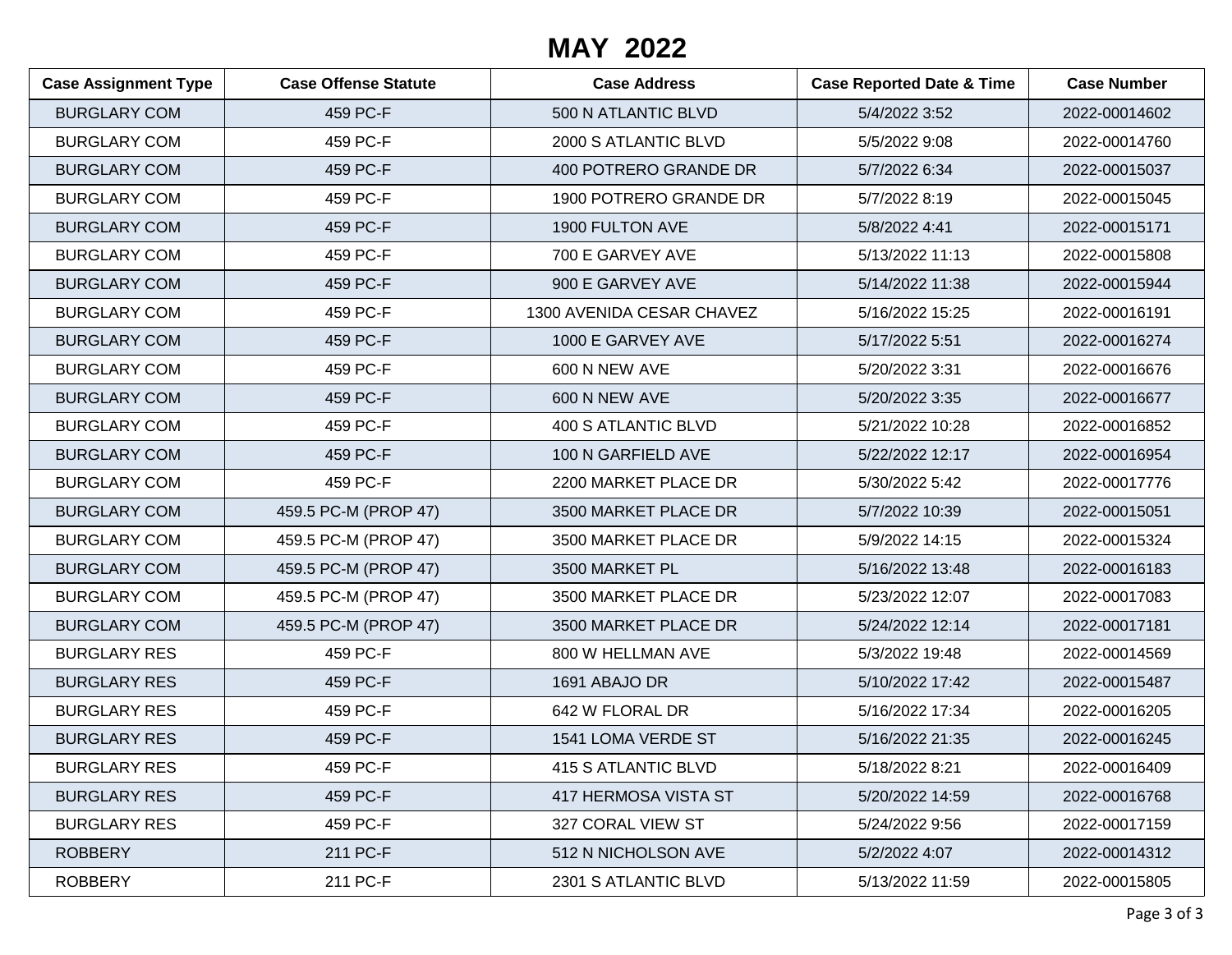# MAY 2022

| Case Assignment Type | Case Offense Statute | Case Address | Case Reported Date & Time | Case Number |
| --- | --- | --- | --- | --- |
| BURGLARY COM | 459 PC-F | 500 N ATLANTIC BLVD | 5/4/2022 3:52 | 2022-00014602 |
| BURGLARY COM | 459 PC-F | 2000 S ATLANTIC BLVD | 5/5/2022 9:08 | 2022-00014760 |
| BURGLARY COM | 459 PC-F | 400 POTRERO GRANDE DR | 5/7/2022 6:34 | 2022-00015037 |
| BURGLARY COM | 459 PC-F | 1900 POTRERO GRANDE DR | 5/7/2022 8:19 | 2022-00015045 |
| BURGLARY COM | 459 PC-F | 1900 FULTON AVE | 5/8/2022 4:41 | 2022-00015171 |
| BURGLARY COM | 459 PC-F | 700 E GARVEY AVE | 5/13/2022 11:13 | 2022-00015808 |
| BURGLARY COM | 459 PC-F | 900 E GARVEY AVE | 5/14/2022 11:38 | 2022-00015944 |
| BURGLARY COM | 459 PC-F | 1300 AVENIDA CESAR CHAVEZ | 5/16/2022 15:25 | 2022-00016191 |
| BURGLARY COM | 459 PC-F | 1000 E GARVEY AVE | 5/17/2022 5:51 | 2022-00016274 |
| BURGLARY COM | 459 PC-F | 600 N NEW AVE | 5/20/2022 3:31 | 2022-00016676 |
| BURGLARY COM | 459 PC-F | 600 N NEW AVE | 5/20/2022 3:35 | 2022-00016677 |
| BURGLARY COM | 459 PC-F | 400 S ATLANTIC BLVD | 5/21/2022 10:28 | 2022-00016852 |
| BURGLARY COM | 459 PC-F | 100 N GARFIELD AVE | 5/22/2022 12:17 | 2022-00016954 |
| BURGLARY COM | 459 PC-F | 2200 MARKET PLACE DR | 5/30/2022 5:42 | 2022-00017776 |
| BURGLARY COM | 459.5 PC-M (PROP 47) | 3500 MARKET PLACE DR | 5/7/2022 10:39 | 2022-00015051 |
| BURGLARY COM | 459.5 PC-M (PROP 47) | 3500 MARKET PLACE DR | 5/9/2022 14:15 | 2022-00015324 |
| BURGLARY COM | 459.5 PC-M (PROP 47) | 3500 MARKET PL | 5/16/2022 13:48 | 2022-00016183 |
| BURGLARY COM | 459.5 PC-M (PROP 47) | 3500 MARKET PLACE DR | 5/23/2022 12:07 | 2022-00017083 |
| BURGLARY COM | 459.5 PC-M (PROP 47) | 3500 MARKET PLACE DR | 5/24/2022 12:14 | 2022-00017181 |
| BURGLARY RES | 459 PC-F | 800 W HELLMAN AVE | 5/3/2022 19:48 | 2022-00014569 |
| BURGLARY RES | 459 PC-F | 1691 ABAJO DR | 5/10/2022 17:42 | 2022-00015487 |
| BURGLARY RES | 459 PC-F | 642 W FLORAL DR | 5/16/2022 17:34 | 2022-00016205 |
| BURGLARY RES | 459 PC-F | 1541 LOMA VERDE ST | 5/16/2022 21:35 | 2022-00016245 |
| BURGLARY RES | 459 PC-F | 415 S ATLANTIC BLVD | 5/18/2022 8:21 | 2022-00016409 |
| BURGLARY RES | 459 PC-F | 417 HERMOSA VISTA ST | 5/20/2022 14:59 | 2022-00016768 |
| BURGLARY RES | 459 PC-F | 327 CORAL VIEW ST | 5/24/2022 9:56 | 2022-00017159 |
| ROBBERY | 211 PC-F | 512 N NICHOLSON AVE | 5/2/2022 4:07 | 2022-00014312 |
| ROBBERY | 211 PC-F | 2301 S ATLANTIC BLVD | 5/13/2022 11:59 | 2022-00015805 |